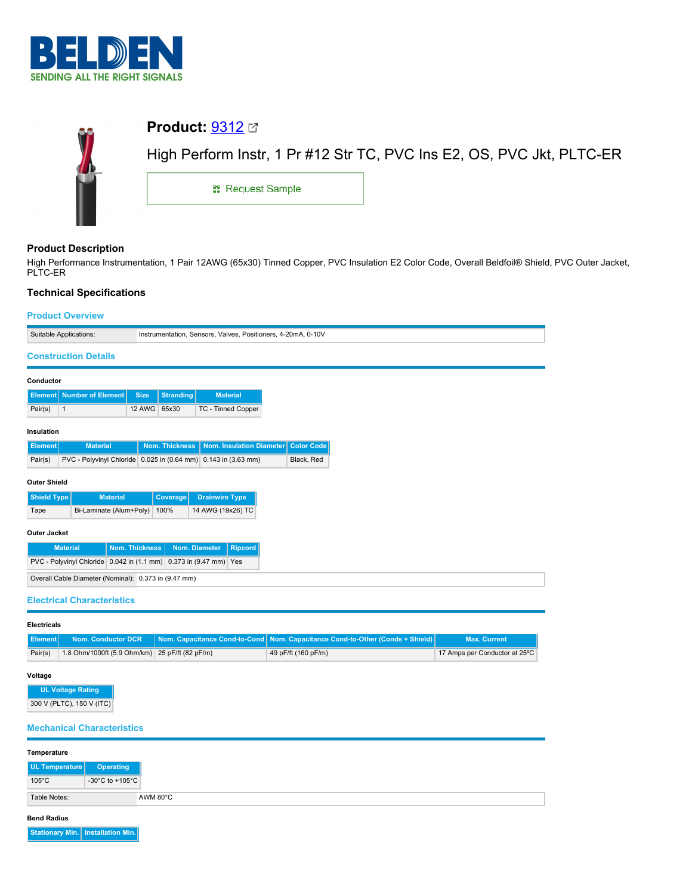# BELDEN

SENDING ALL THE RIGHT SIGNALS

## Product: 9312

High Perform Instr, 1 Pr #12 Str TC, PVC Ins E2, OS, PVC Jkt, PLTC-ER

Request Sample

## Product Description

High Performance Instrumentation, 1 Pair 12AWG (65x30) Tinned Copper, PVC Insulation E2 Color Code, Overall Beldfoil® Shield, PVC Outer Jacket, PLTC-ER

## Technical Specifications

### Product Overview

| Suitable Applications: | Instrumentation, Sensors, Valves, Positioners, 4-20mA, 0-10V |
|---|---|

### Construction Details

#### Conductor

| Element | Number of Element | Size | Stranding | Material |
|---|---|---|---|---|
| Pair(s) | 1 | 12 AWG | 65x30 | TC - Tinned Copper |

#### Insulation

| Element | Material | Nom. Thickness | Nom. Insulation Diameter | Color Code |
|---|---|---|---|---|
| Pair(s) | PVC - Polyvinyl Chloride | 0.025 in (0.64 mm) | 0.143 in (3.63 mm) | Black, Red |

#### Outer Shield

| Shield Type | Material | Coverage | Drainwire Type |
|---|---|---|---|
| Tape | Bi-Laminate (Alum+Poly) | 100% | 14 AWG (19x26) TC |

#### Outer Jacket

| Material | Nom. Thickness | Nom. Diameter | Ripcord |
|---|---|---|---|
| PVC - Polyvinyl Chloride | 0.042 in (1.1 mm) | 0.373 in (9.47 mm) | Yes |

| Overall Cable Diameter (Nominal): | 0.373 in (9.47 mm) |
|---|---|

### Electrical Characteristics

#### Electricals

| Element | Nom. Conductor DCR | Nom. Capacitance Cond-to-Cond | Nom. Capacitance Cond-to-Other (Conds + Shield) | Max. Current |
|---|---|---|---|---|
| Pair(s) | 1.8 Ohm/1000ft (5.9 Ohm/km) | 25 pF/ft (82 pF/m) | 49 pF/ft (160 pF/m) | 17 Amps per Conductor at 25ºC |

#### Voltage

| UL Voltage Rating |
|---|
| 300 V (PLTC), 150 V (ITC) |

### Mechanical Characteristics

#### Temperature

| UL Temperature | Operating |
|---|---|
| 105°C | -30°C to +105°C |

| Table Notes: | AWM 80°C |
|---|---|

#### Bend Radius

| Stationary Min. | Installation Min. |
|---|---|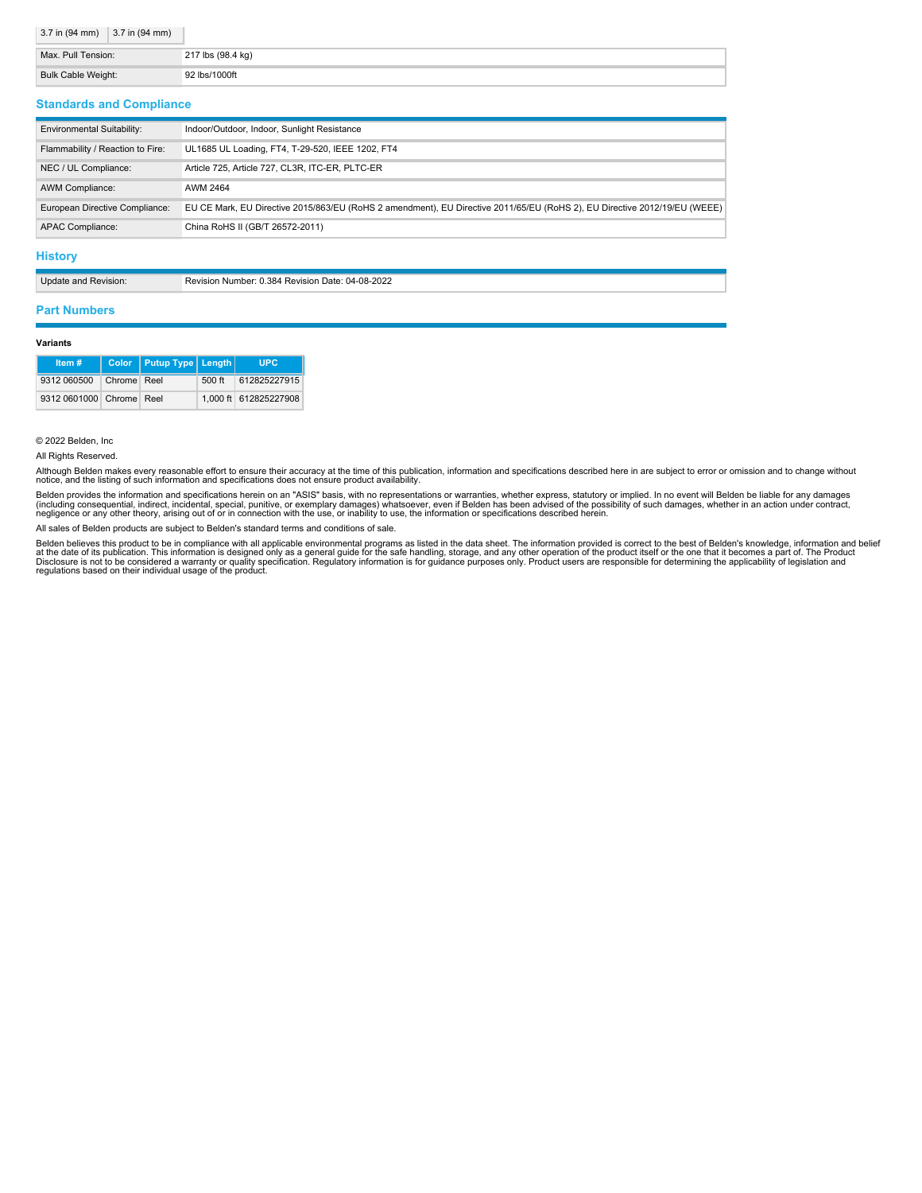| | |
|---|---|
| 3.7 in (94 mm) | 3.7 in (94 mm) |

| | |
|---|---|
| Max. Pull Tension: | 217 lbs (98.4 kg) |
| Bulk Cable Weight: | 92 lbs/1000ft |

## Standards and Compliance

| | |
|---|---|
| Environmental Suitability: | Indoor/Outdoor, Indoor, Sunlight Resistance |
| Flammability / Reaction to Fire: | UL1685 UL Loading, FT4, T-29-520, IEEE 1202, FT4 |
| NEC / UL Compliance: | Article 725, Article 727, CL3R, ITC-ER, PLTC-ER |
| AWM Compliance: | AWM 2464 |
| European Directive Compliance: | EU CE Mark, EU Directive 2015/863/EU (RoHS 2 amendment), EU Directive 2011/65/EU (RoHS 2), EU Directive 2012/19/EU (WEEE) |
| APAC Compliance: | China RoHS II (GB/T 26572-2011) |

## History

| | |
|---|---|
| Update and Revision: | Revision Number: 0.384 Revision Date: 04-08-2022 |

## Part Numbers

**Variants**

| Item # | Color | Putup Type | Length | UPC |
|---|---|---|---|---|
| 9312 060500 | Chrome | Reel | 500 ft | 612825227915 |
| 9312 0601000 | Chrome | Reel | 1,000 ft | 612825227908 |

© 2022 Belden, Inc

All Rights Reserved.

Although Belden makes every reasonable effort to ensure their accuracy at the time of this publication, information and specifications described here in are subject to error or omission and to change without notice, and the listing of such information and specifications does not ensure product availability.

Belden provides the information and specifications herein on an "ASIS" basis, with no representations or warranties, whether express, statutory or implied. In no event will Belden be liable for any damages (including consequential, indirect, incidental, special, punitive, or exemplary damages) whatsoever, even if Belden has been advised of the possibility of such damages, whether in an action under contract, negligence or any other theory, arising out of or in connection with the use, or inability to use, the information or specifications described herein.

All sales of Belden products are subject to Belden's standard terms and conditions of sale.

Belden believes this product to be in compliance with all applicable environmental programs as listed in the data sheet. The information provided is correct to the best of Belden's knowledge, information and belief at the date of its publication. This information is designed only as a general guide for the safe handling, storage, and any other operation of the product itself or the one that it becomes a part of. The Product Disclosure is not to be considered a warranty or quality specification. Regulatory information is for guidance purposes only. Product users are responsible for determining the applicability of legislation and regulations based on their individual usage of the product.